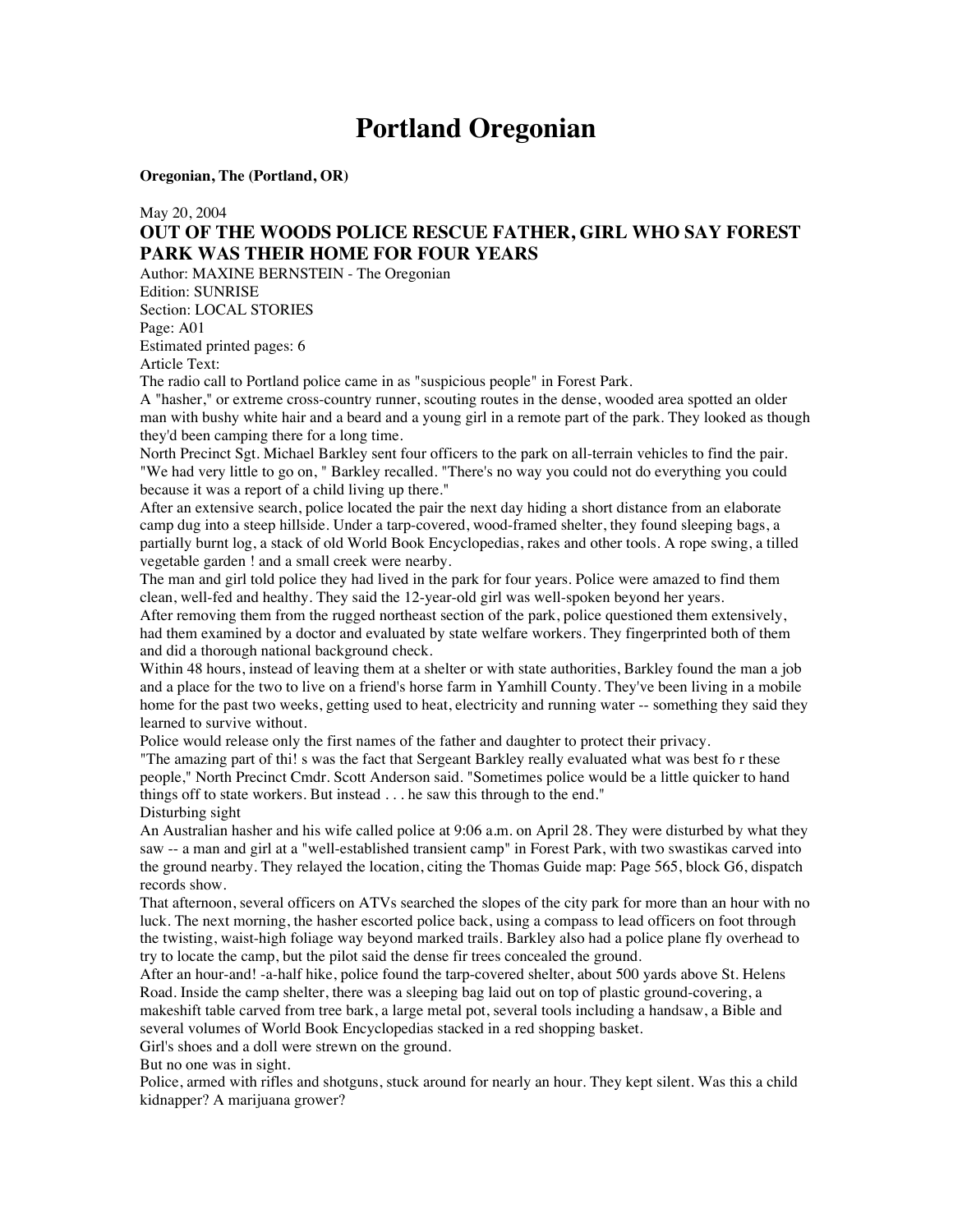# Portland Oregonian

**Oregonian, The (Portland, OR)**

May 20, 2004

## OUT OF THE WOODS POLICE RESCUE FATHER, GIRL WHO SAY FOREST PARK WAS THEIR HOME FOR FOUR YEARS

Author: MAXINE BERNSTEIN - The Oregonian
Edition: SUNRISE
Section: LOCAL STORIES
Page: A01
Estimated printed pages: 6
Article Text:

The radio call to Portland police came in as "suspicious people" in Forest Park.

A "hasher," or extreme cross-country runner, scouting routes in the dense, wooded area spotted an older man with bushy white hair and a beard and a young girl in a remote part of the park. They looked as though they'd been camping there for a long time.

North Precinct Sgt. Michael Barkley sent four officers to the park on all-terrain vehicles to find the pair. "We had very little to go on, " Barkley recalled. "There's no way you could not do everything you could because it was a report of a child living up there."

After an extensive search, police located the pair the next day hiding a short distance from an elaborate camp dug into a steep hillside. Under a tarp-covered, wood-framed shelter, they found sleeping bags, a partially burnt log, a stack of old World Book Encyclopedias, rakes and other tools. A rope swing, a tilled vegetable garden ! and a small creek were nearby.

The man and girl told police they had lived in the park for four years. Police were amazed to find them clean, well-fed and healthy. They said the 12-year-old girl was well-spoken beyond her years.

After removing them from the rugged northeast section of the park, police questioned them extensively, had them examined by a doctor and evaluated by state welfare workers. They fingerprinted both of them and did a thorough national background check.

Within 48 hours, instead of leaving them at a shelter or with state authorities, Barkley found the man a job and a place for the two to live on a friend's horse farm in Yamhill County. They've been living in a mobile home for the past two weeks, getting used to heat, electricity and running water -- something they said they learned to survive without.

Police would release only the first names of the father and daughter to protect their privacy.

"The amazing part of thi! s was the fact that Sergeant Barkley really evaluated what was best fo r these people," North Precinct Cmdr. Scott Anderson said. "Sometimes police would be a little quicker to hand things off to state workers. But instead . . . he saw this through to the end."

Disturbing sight

An Australian hasher and his wife called police at 9:06 a.m. on April 28. They were disturbed by what they saw -- a man and girl at a "well-established transient camp" in Forest Park, with two swastikas carved into the ground nearby. They relayed the location, citing the Thomas Guide map: Page 565, block G6, dispatch records show.

That afternoon, several officers on ATVs searched the slopes of the city park for more than an hour with no luck. The next morning, the hasher escorted police back, using a compass to lead officers on foot through the twisting, waist-high foliage way beyond marked trails. Barkley also had a police plane fly overhead to try to locate the camp, but the pilot said the dense fir trees concealed the ground.

After an hour-and! -a-half hike, police found the tarp-covered shelter, about 500 yards above St. Helens Road. Inside the camp shelter, there was a sleeping bag laid out on top of plastic ground-covering, a makeshift table carved from tree bark, a large metal pot, several tools including a handsaw, a Bible and several volumes of World Book Encyclopedias stacked in a red shopping basket.

Girl's shoes and a doll were strewn on the ground.

But no one was in sight.

Police, armed with rifles and shotguns, stuck around for nearly an hour. They kept silent. Was this a child kidnapper? A marijuana grower?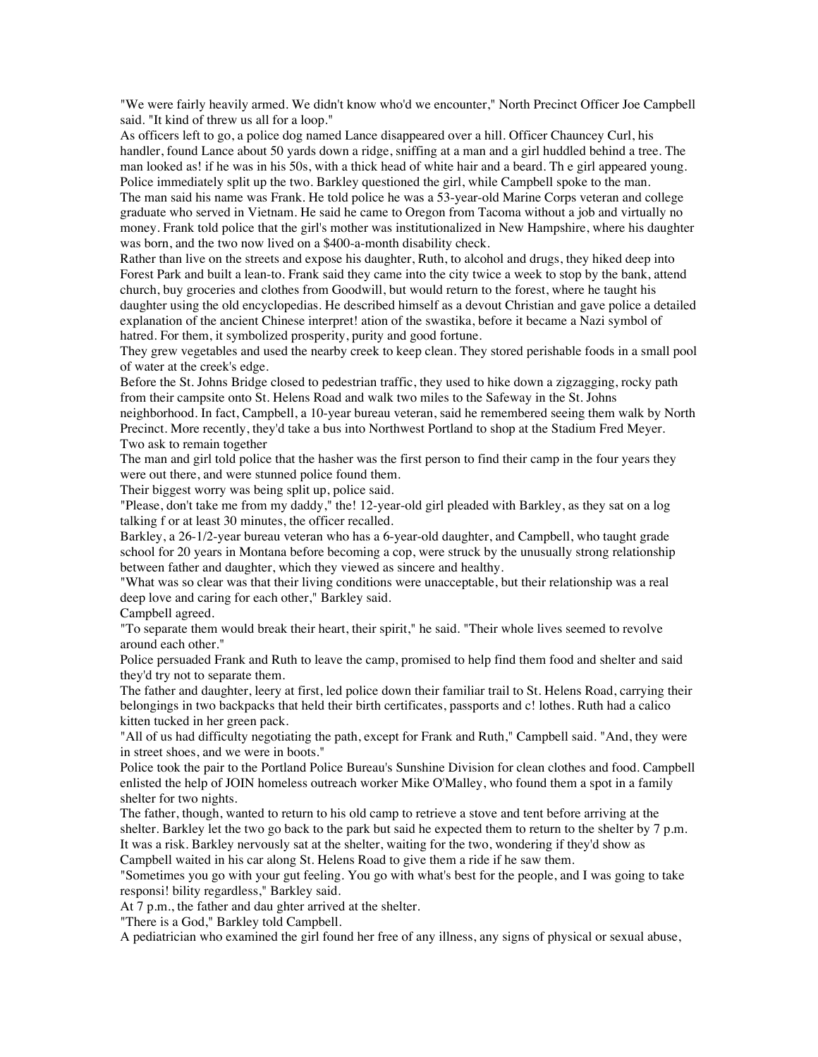"We were fairly heavily armed. We didn't know who'd we encounter," North Precinct Officer Joe Campbell said. "It kind of threw us all for a loop."

As officers left to go, a police dog named Lance disappeared over a hill. Officer Chauncey Curl, his handler, found Lance about 50 yards down a ridge, sniffing at a man and a girl huddled behind a tree. The man looked as! if he was in his 50s, with a thick head of white hair and a beard. Th e girl appeared young. Police immediately split up the two. Barkley questioned the girl, while Campbell spoke to the man.

The man said his name was Frank. He told police he was a 53-year-old Marine Corps veteran and college graduate who served in Vietnam. He said he came to Oregon from Tacoma without a job and virtually no money. Frank told police that the girl's mother was institutionalized in New Hampshire, where his daughter was born, and the two now lived on a $400-a-month disability check.

Rather than live on the streets and expose his daughter, Ruth, to alcohol and drugs, they hiked deep into Forest Park and built a lean-to. Frank said they came into the city twice a week to stop by the bank, attend church, buy groceries and clothes from Goodwill, but would return to the forest, where he taught his daughter using the old encyclopedias. He described himself as a devout Christian and gave police a detailed explanation of the ancient Chinese interpret! ation of the swastika, before it became a Nazi symbol of hatred. For them, it symbolized prosperity, purity and good fortune.

They grew vegetables and used the nearby creek to keep clean. They stored perishable foods in a small pool of water at the creek's edge.

Before the St. Johns Bridge closed to pedestrian traffic, they used to hike down a zigzagging, rocky path from their campsite onto St. Helens Road and walk two miles to the Safeway in the St. Johns neighborhood. In fact, Campbell, a 10-year bureau veteran, said he remembered seeing them walk by North Precinct. More recently, they'd take a bus into Northwest Portland to shop at the Stadium Fred Meyer.

Two ask to remain together

The man and girl told police that the hasher was the first person to find their camp in the four years they were out there, and were stunned police found them.

Their biggest worry was being split up, police said.

"Please, don't take me from my daddy," the! 12-year-old girl pleaded with Barkley, as they sat on a log talking f or at least 30 minutes, the officer recalled.

Barkley, a 26-1/2-year bureau veteran who has a 6-year-old daughter, and Campbell, who taught grade school for 20 years in Montana before becoming a cop, were struck by the unusually strong relationship between father and daughter, which they viewed as sincere and healthy.

"What was so clear was that their living conditions were unacceptable, but their relationship was a real deep love and caring for each other," Barkley said.

Campbell agreed.

"To separate them would break their heart, their spirit," he said. "Their whole lives seemed to revolve around each other."

Police persuaded Frank and Ruth to leave the camp, promised to help find them food and shelter and said they'd try not to separate them.

The father and daughter, leery at first, led police down their familiar trail to St. Helens Road, carrying their belongings in two backpacks that held their birth certificates, passports and c! lothes. Ruth had a calico kitten tucked in her green pack.

"All of us had difficulty negotiating the path, except for Frank and Ruth," Campbell said. "And, they were in street shoes, and we were in boots."

Police took the pair to the Portland Police Bureau's Sunshine Division for clean clothes and food. Campbell enlisted the help of JOIN homeless outreach worker Mike O'Malley, who found them a spot in a family shelter for two nights.

The father, though, wanted to return to his old camp to retrieve a stove and tent before arriving at the shelter. Barkley let the two go back to the park but said he expected them to return to the shelter by 7 p.m. It was a risk. Barkley nervously sat at the shelter, waiting for the two, wondering if they'd show as Campbell waited in his car along St. Helens Road to give them a ride if he saw them.

"Sometimes you go with your gut feeling. You go with what's best for the people, and I was going to take responsi! bility regardless," Barkley said.

At 7 p.m., the father and dau ghter arrived at the shelter.

"There is a God," Barkley told Campbell.

A pediatrician who examined the girl found her free of any illness, any signs of physical or sexual abuse,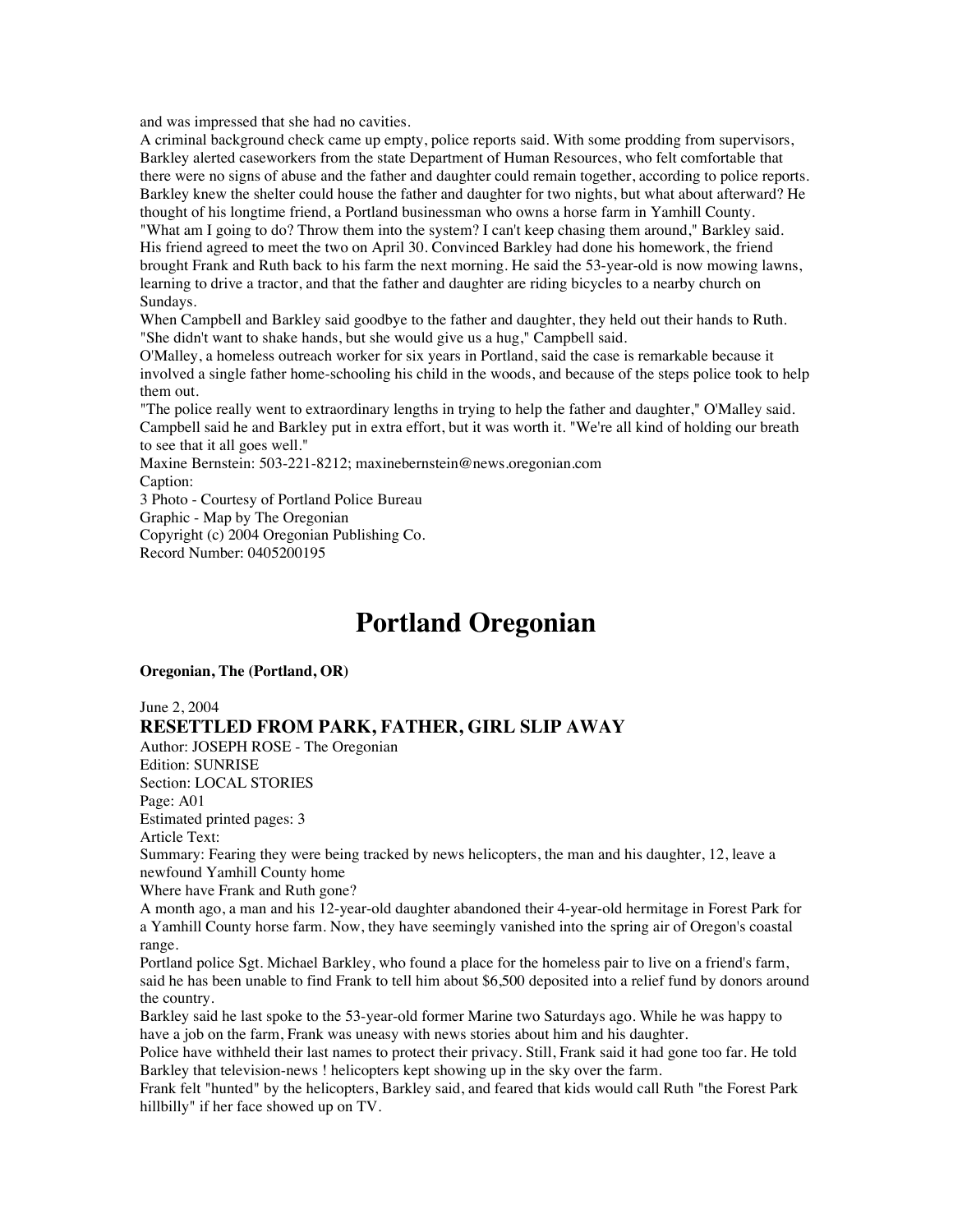and was impressed that she had no cavities.

A criminal background check came up empty, police reports said. With some prodding from supervisors, Barkley alerted caseworkers from the state Department of Human Resources, who felt comfortable that there were no signs of abuse and the father and daughter could remain together, according to police reports.

Barkley knew the shelter could house the father and daughter for two nights, but what about afterward? He thought of his longtime friend, a Portland businessman who owns a horse farm in Yamhill County.

"What am I going to do? Throw them into the system? I can't keep chasing them around," Barkley said.

His friend agreed to meet the two on April 30. Convinced Barkley had done his homework, the friend brought Frank and Ruth back to his farm the next morning. He said the 53-year-old is now mowing lawns, learning to drive a tractor, and that the father and daughter are riding bicycles to a nearby church on Sundays.

When Campbell and Barkley said goodbye to the father and daughter, they held out their hands to Ruth. "She didn't want to shake hands, but she would give us a hug," Campbell said.

O'Malley, a homeless outreach worker for six years in Portland, said the case is remarkable because it involved a single father home-schooling his child in the woods, and because of the steps police took to help them out.

"The police really went to extraordinary lengths in trying to help the father and daughter," O'Malley said.

Campbell said he and Barkley put in extra effort, but it was worth it. "We're all kind of holding our breath to see that it all goes well."

Maxine Bernstein: 503-221-8212; maxinebernstein@news.oregonian.com

Caption:

3 Photo - Courtesy of Portland Police Bureau

Graphic - Map by The Oregonian

Copyright (c) 2004 Oregonian Publishing Co.

Record Number: 0405200195

# Portland Oregonian

**Oregonian, The (Portland, OR)**

June 2, 2004

## RESETTLED FROM PARK, FATHER, GIRL SLIP AWAY

Author: JOSEPH ROSE - The Oregonian

Edition: SUNRISE

Section: LOCAL STORIES

Page: A01

Estimated printed pages: 3

Article Text:

Summary: Fearing they were being tracked by news helicopters, the man and his daughter, 12, leave a newfound Yamhill County home

Where have Frank and Ruth gone?

A month ago, a man and his 12-year-old daughter abandoned their 4-year-old hermitage in Forest Park for a Yamhill County horse farm. Now, they have seemingly vanished into the spring air of Oregon's coastal range.

Portland police Sgt. Michael Barkley, who found a place for the homeless pair to live on a friend's farm, said he has been unable to find Frank to tell him about $6,500 deposited into a relief fund by donors around the country.

Barkley said he last spoke to the 53-year-old former Marine two Saturdays ago. While he was happy to have a job on the farm, Frank was uneasy with news stories about him and his daughter.

Police have withheld their last names to protect their privacy. Still, Frank said it had gone too far. He told Barkley that television-news ! helicopters kept showing up in the sky over the farm.

Frank felt "hunted" by the helicopters, Barkley said, and feared that kids would call Ruth "the Forest Park hillbilly" if her face showed up on TV.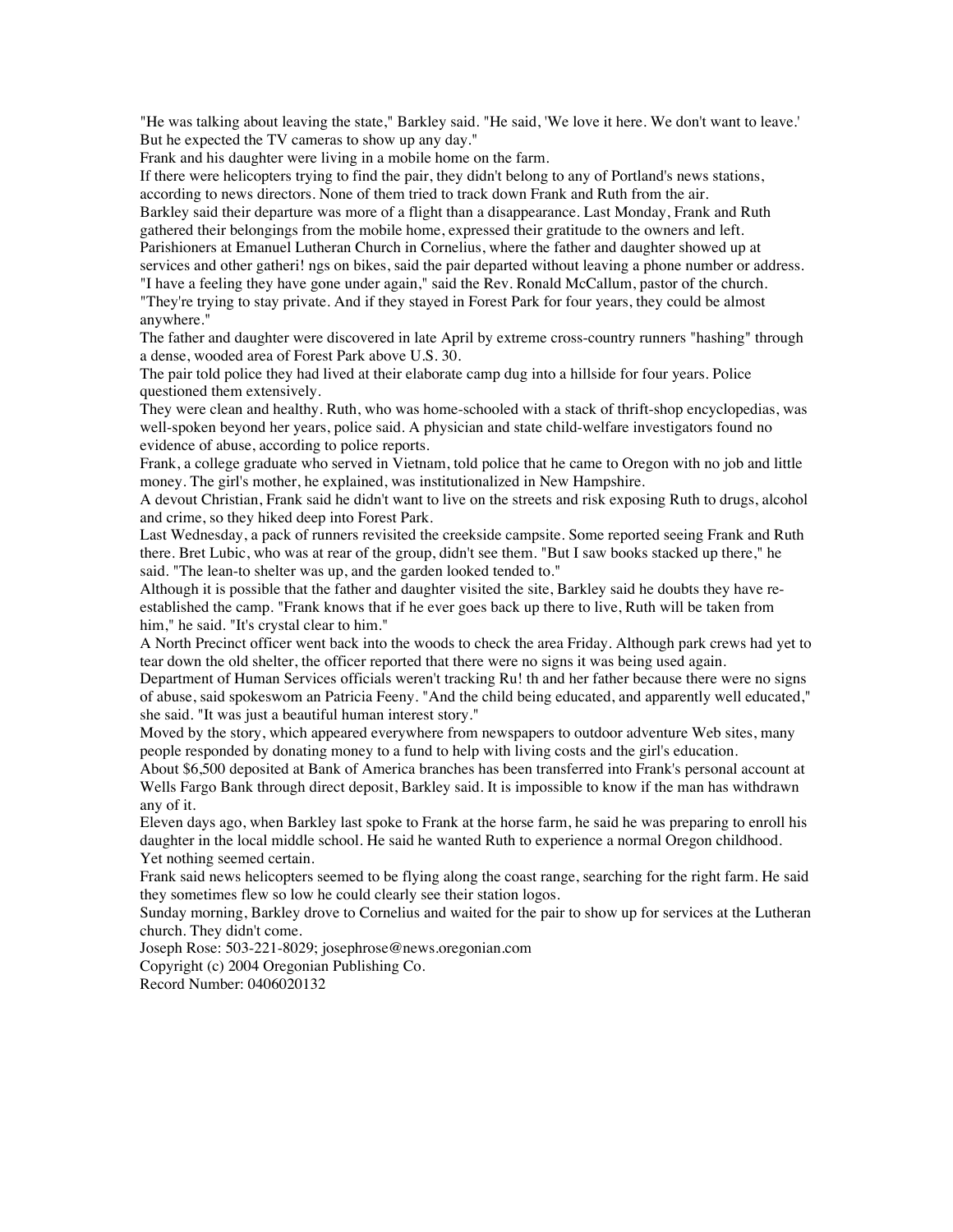"He was talking about leaving the state," Barkley said. "He said, 'We love it here. We don't want to leave.' But he expected the TV cameras to show up any day."

Frank and his daughter were living in a mobile home on the farm.

If there were helicopters trying to find the pair, they didn't belong to any of Portland's news stations, according to news directors. None of them tried to track down Frank and Ruth from the air.

Barkley said their departure was more of a flight than a disappearance. Last Monday, Frank and Ruth gathered their belongings from the mobile home, expressed their gratitude to the owners and left.

Parishioners at Emanuel Lutheran Church in Cornelius, where the father and daughter showed up at services and other gatheri! ngs on bikes, said the pair departed without leaving a phone number or address.

"I have a feeling they have gone under again," said the Rev. Ronald McCallum, pastor of the church. "They're trying to stay private. And if they stayed in Forest Park for four years, they could be almost anywhere."

The father and daughter were discovered in late April by extreme cross-country runners "hashing" through a dense, wooded area of Forest Park above U.S. 30.

The pair told police they had lived at their elaborate camp dug into a hillside for four years. Police questioned them extensively.

They were clean and healthy. Ruth, who was home-schooled with a stack of thrift-shop encyclopedias, was well-spoken beyond her years, police said. A physician and state child-welfare investigators found no evidence of abuse, according to police reports.

Frank, a college graduate who served in Vietnam, told police that he came to Oregon with no job and little money. The girl's mother, he explained, was institutionalized in New Hampshire.

A devout Christian, Frank said he didn't want to live on the streets and risk exposing Ruth to drugs, alcohol and crime, so they hiked deep into Forest Park.

Last Wednesday, a pack of runners revisited the creekside campsite. Some reported seeing Frank and Ruth there. Bret Lubic, who was at rear of the group, didn't see them. "But I saw books stacked up there," he said. "The lean-to shelter was up, and the garden looked tended to."

Although it is possible that the father and daughter visited the site, Barkley said he doubts they have re-established the camp. "Frank knows that if he ever goes back up there to live, Ruth will be taken from him," he said. "It's crystal clear to him."

A North Precinct officer went back into the woods to check the area Friday. Although park crews had yet to tear down the old shelter, the officer reported that there were no signs it was being used again.

Department of Human Services officials weren't tracking Ru! th and her father because there were no signs of abuse, said spokeswom an Patricia Feeny. "And the child being educated, and apparently well educated," she said. "It was just a beautiful human interest story."

Moved by the story, which appeared everywhere from newspapers to outdoor adventure Web sites, many people responded by donating money to a fund to help with living costs and the girl's education.

About $6,500 deposited at Bank of America branches has been transferred into Frank's personal account at Wells Fargo Bank through direct deposit, Barkley said. It is impossible to know if the man has withdrawn any of it.

Eleven days ago, when Barkley last spoke to Frank at the horse farm, he said he was preparing to enroll his daughter in the local middle school. He said he wanted Ruth to experience a normal Oregon childhood. Yet nothing seemed certain.

Frank said news helicopters seemed to be flying along the coast range, searching for the right farm. He said they sometimes flew so low he could clearly see their station logos.

Sunday morning, Barkley drove to Cornelius and waited for the pair to show up for services at the Lutheran church. They didn't come.

Joseph Rose: 503-221-8029; josephrose@news.oregonian.com

Copyright (c) 2004 Oregonian Publishing Co.

Record Number: 0406020132